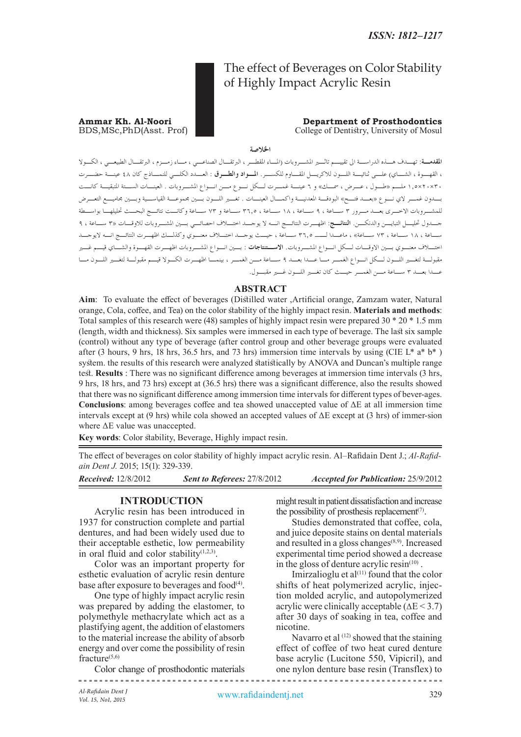ISSN: 1812–1217

# The effect of Beverages on Color Stability of Highly Impact Acrylic Resin

**Ammar Kh. Al-Noori**
BDS,MSc,PhD(Asst. Prof)

**Department of Prosthodontics**
College of Dentistry, University of Mosul

**الخلاصة**

**المقدمة**: تهدف هذه الدراسة الى تقييم تاثير المشروبات (الماء المقطر ، البرتقال الصناعي ، ماء زمزم ، البرتقال الطبيعي ، الكولا ، القهوة ، الشاي) على ثنائية اللون للاكريل المقاوم للكسر. **المواد والطرق** : العدد الكلي للنماذج كان ٤٨ عينة حضرت ٣٠×٢٠×١,٥ ملم «طول ، عرض ، سمك» و ٦ عينة غمرت لكل نوع من انواع المشروبات . العينات الستة المتبقية كانت بدون غمر لاي نوع «بعد فتح» البودقة المعدنية واكمال العينات . تغير اللون بين مجموعة القياسية وبين مجاميع التعرض للمشروبات الاخرى بعد مرور ٣ ساعة ، ٩ ساعة ، ١٨ ساعة ، ٣٦,٥ ساعة و ٧٣ ساعة وكانت نتائج البحث تحليلها بواسطة جدول تحليل التباين والدنكن. **النتائج**: اظهرت النتائج انه لا يوجد اختلاف احصائي بين المشروبات للاوقات «٣ ساعة ، ٩ ساعة ، ١٨ ساعة ، ٧٣ ساعة» ، ماعدا لـ ٣٦,٥ ساعة ، حيث يوجد اختلاف معنوي وكذلك اظهرت النتائج انه لايوجد اختلاف معنوي بين الاوقات لكل انواع المشروبات. **الاستنتاجات** : بين انواع المشروبات اظهرت القهوة والشاي قيم غير مقبولة لتغير اللون لكل انواع الغمر ما عدا بعد ٩ ساعة من الغمر ، بينما اظهرت الكولا قيم مقبولة لتغير اللون ما عدا بعد ٣ ساعة من الغمر حيث كان تغير اللون غير مقبول.

## ABSTRACT

**Aim**: To evaluate the effect of beverages (Distilled water ,Artificial orange, Zamzam water, Natural orange, Cola, coffee, and Tea) on the color stability of the highly impact resin. **Materials and methods**: Total samples of this research were (48) samples of highly impact resin were prepared 30 * 20 * 1.5 mm (length, width and thickness). Six samples were immersed in each type of beverage. The last six sample (control) without any type of beverage (after control group and other beverage groups were evaluated after (3 hours, 9 hrs, 18 hrs, 36.5 hrs, and 73 hrs) immersion time intervals by using (CIE L* a* b* ) system. the results of this research were analyzed statistically by ANOVA and Duncan's multiple range test. **Results** : There was no significant difference among beverages at immersion time intervals (3 hrs, 9 hrs, 18 hrs, and 73 hrs) except at (36.5 hrs) there was a significant difference, also the results showed that there was no significant difference among immersion time intervals for different types of bever-ages. **Conclusions**: among beverages coffee and tea showed unaccepted value of $\Delta E$ at all immersion time intervals except at (9 hrs) while cola showed an accepted values of $\Delta E$ except at (3 hrs) of immer-sion where $\Delta E$ value was unaccepted.

**Key words**: Color stability, Beverage, Highly impact resin.

The effect of beverages on color stability of highly impact acrylic resin. Al–Rafidain Dent J.; *Al-Rafidain Dent J.* 2015; 15(1): 329-339.

*Received:* 12/8/2012 *Sent to Referees:* 27/8/2012 *Accepted for Publication:* 25/9/2012

## INTRODUCTION

Acrylic resin has been introduced in 1937 for construction complete and partial dentures, and had been widely used due to their acceptable esthetic, low permeability in oral fluid and color stability[1,2,3].

Color was an important property for esthetic evaluation of acrylic resin denture base after exposure to beverages and food[4].

One type of highly impact acrylic resin was prepared by adding the elastomer, to polymethyle methacrylate which act as a plastifying agent, the addition of elastomers to the material increase the ability of absorb energy and over come the possibility of resin fracture[5,6]

Color change of prosthodontic materials might result in patient dissatisfaction and increase the possibility of prosthesis replacement[7].

Studies demonstrated that coffee, cola, and juice deposite stains on dental materials and resulted in a gloss changes[8,9]. Increased experimental time period showed a decrease in the gloss of denture acrylic resin[10] .

Imirzalioglu et al[11] found that the color shifts of heat polymerized acrylic, injection molded acrylic, and autopolymerized acrylic were clinically acceptable ($\Delta E < 3.7$) after 30 days of soaking in tea, coffee and nicotine.

Navarro et al [12] showed that the staining effect of coffee of two heat cured denture base acrylic (Lucitone 550, Vipicril), and one nylon denture base resin (Transflex) to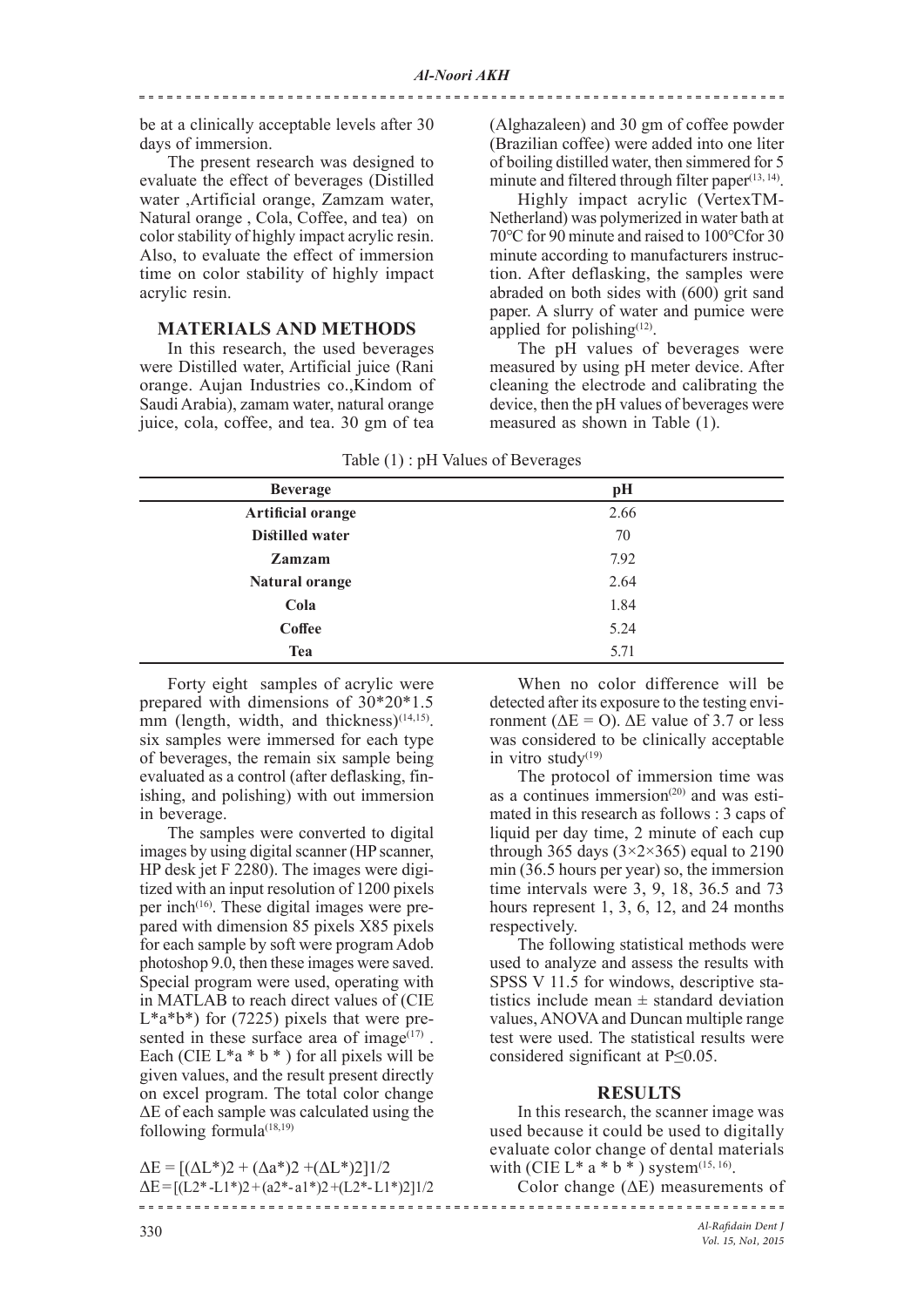be at a clinically acceptable levels after 30 days of immersion.

The present research was designed to evaluate the effect of beverages (Distilled water ,Artificial orange, Zamzam water, Natural orange , Cola, Coffee, and tea) on color stability of highly impact acrylic resin. Also, to evaluate the effect of immersion time on color stability of highly impact acrylic resin.

## MATERIALS AND METHODS

In this research, the used beverages were Distilled water, Artificial juice (Rani orange. Aujan Industries co.,Kindom of Saudi Arabia), zamam water, natural orange juice, cola, coffee, and tea. 30 gm of tea (Alghazaleen) and 30 gm of coffee powder (Brazilian coffee) were added into one liter of boiling distilled water, then simmered for 5 minute and filtered through filter paper[13, 14].

Highly impact acrylic (VertexTM-Netherland) was polymerized in water bath at 70°C for 90 minute and raised to 100°Cfor 30 minute according to manufacturers instruction. After deflasking, the samples were abraded on both sides with (600) grit sand paper. A slurry of water and pumice were applied for polishing[12].

The pH values of beverages were measured by using pH meter device. After cleaning the electrode and calibrating the device, then the pH values of beverages were measured as shown in Table (1).

Table (1) : pH Values of Beverages

| Beverage | pH |
|---|---|
| **Artificial orange** | 2.66 |
| **Distilled water** | 70 |
| **Zamzam** | 7.92 |
| **Natural orange** | 2.64 |
| **Cola** | 1.84 |
| **Coffee** | 5.24 |
| **Tea** | 5.71 |

Forty eight samples of acrylic were prepared with dimensions of 30*20*1.5 mm (length, width, and thickness)[14,15]. six samples were immersed for each type of beverages, the remain six sample being evaluated as a control (after deflasking, finishing, and polishing) with out immersion in beverage.

The samples were converted to digital images by using digital scanner (HP scanner, HP desk jet F 2280). The images were digitized with an input resolution of 1200 pixels per inch[16]. These digital images were prepared with dimension 85 pixels X85 pixels for each sample by soft were program Adob photoshop 9.0, then these images were saved. Special program were used, operating with in MATLAB to reach direct values of (CIE $L^*a^*b^*$) for (7225) pixels that were presented in these surface area of image[17] . Each (CIE $L^*a^*b^*$ ) for all pixels will be given values, and the result present directly on excel program. The total color change $\Delta E$ of each sample was calculated using the following formula[18,19]

$$\Delta E = [(\Delta L^*)2 + (\Delta a^*)2 + (\Delta L^*)2]1/2$$

$$\Delta E = [(L2^* - L1^*)2 + (a2^* - a1^*)2 + (L2^* - L1^*)2]1/2$$

When no color difference will be detected after its exposure to the testing environment ($\Delta E = O$). $\Delta E$ value of 3.7 or less was considered to be clinically acceptable in vitro study[19]

The protocol of immersion time was as a continues immersion[20] and was estimated in this research as follows : 3 caps of liquid per day time, 2 minute of each cup through 365 days (3×2×365) equal to 2190 min (36.5 hours per year) so, the immersion time intervals were 3, 9, 18, 36.5 and 73 hours represent 1, 3, 6, 12, and 24 months respectively.

The following statistical methods were used to analyze and assess the results with SPSS V 11.5 for windows, descriptive statistics include mean ± standard deviation values, ANOVA and Duncan multiple range test were used. The statistical results were considered significant at $P \leq 0.05$.

## RESULTS

In this research, the scanner image was used because it could be used to digitally evaluate color change of dental materials with (CIE $L^*a^*b^*$ ) system[15, 16].

Color change ($\Delta E$) measurements of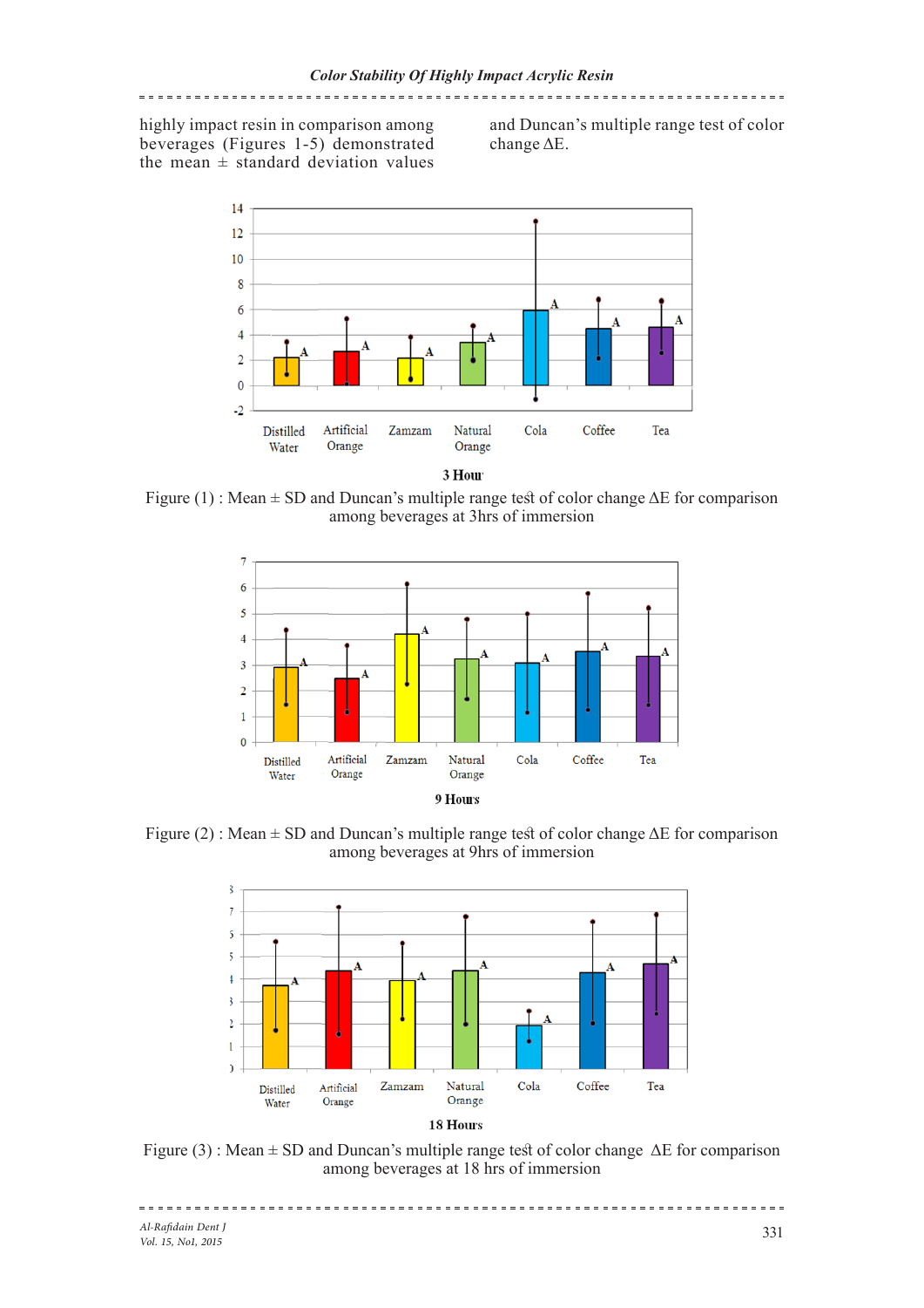highly impact resin in comparison among beverages (Figures 1-5) demonstrated the mean ± standard deviation values and Duncan's multiple range test of color change ΔE.

Figure (1) : Mean ± SD and Duncan's multiple range test of color change ΔE for comparison among beverages at 3hrs of immersion

Figure (2) : Mean ± SD and Duncan's multiple range test of color change ΔE for comparison among beverages at 9hrs of immersion

Figure (3) : Mean ± SD and Duncan's multiple range test of color change ΔE for comparison among beverages at 18 hrs of immersion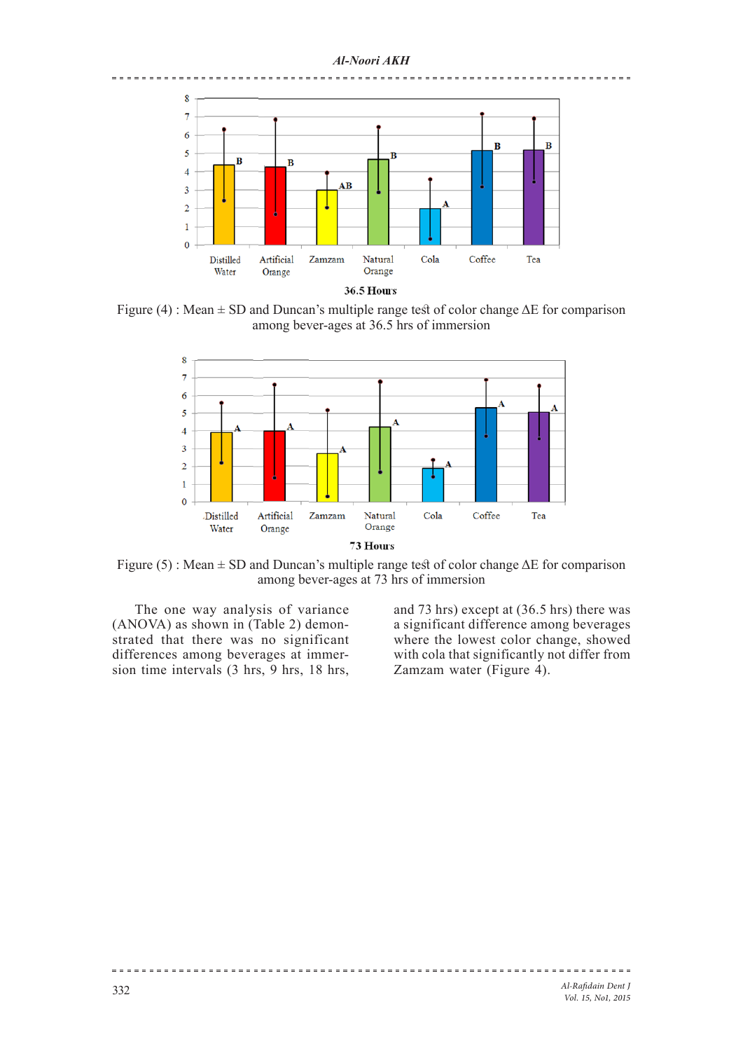Figure (4) : Mean ± SD and Duncan's multiple range test of color change ΔE for comparison among bever-ages at 36.5 hrs of immersion

Figure (5) : Mean ± SD and Duncan's multiple range test of color change ΔE for comparison among bever-ages at 73 hrs of immersion

The one way analysis of variance (ANOVA) as shown in (Table 2) demonstrated that there was no significant differences among beverages at immersion time intervals (3 hrs, 9 hrs, 18 hrs, and 73 hrs) except at (36.5 hrs) there was a significant difference among beverages where the lowest color change, showed with cola that significantly not differ from Zamzam water (Figure 4).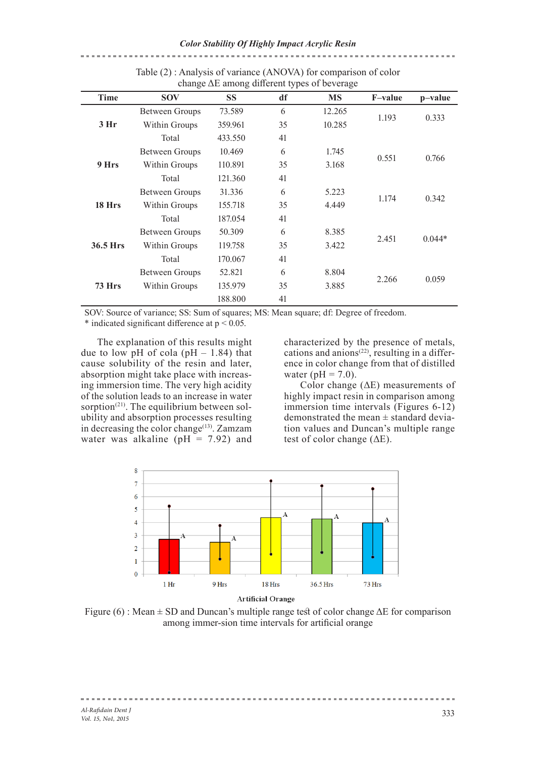Table (2) : Analysis of variance (ANOVA) for comparison of color change ΔE among different types of beverage

| Time | SOV | SS | df | MS | F–value | p–value |
|---|---|---|---|---|---|---|
| 3 Hr | Between Groups | 73.589 | 6 | 12.265 | 1.193 | 0.333 |
| | Within Groups | 359.961 | 35 | 10.285 | | |
| | Total | 433.550 | 41 | | | |
| 9 Hrs | Between Groups | 10.469 | 6 | 1.745 | 0.551 | 0.766 |
| | Within Groups | 110.891 | 35 | 3.168 | | |
| | Total | 121.360 | 41 | | | |
| 18 Hrs | Between Groups | 31.336 | 6 | 5.223 | 1.174 | 0.342 |
| | Within Groups | 155.718 | 35 | 4.449 | | |
| | Total | 187.054 | 41 | | | |
| 36.5 Hrs | Between Groups | 50.309 | 6 | 8.385 | 2.451 | 0.044* |
| | Within Groups | 119.758 | 35 | 3.422 | | |
| | Total | 170.067 | 41 | | | |
| 73 Hrs | Between Groups | 52.821 | 6 | 8.804 | 2.266 | 0.059 |
| | Within Groups | 135.979 | 35 | 3.885 | | |
| | | 188.800 | 41 | | | |

SOV: Source of variance; SS: Sum of squares; MS: Mean square; df: Degree of freedom.
\* indicated significant difference at $p < 0.05$.

The explanation of this results might due to low pH of cola (pH – 1.84) that cause solubility of the resin and later, absorption might take place with increasing immersion time. The very high acidity of the solution leads to an increase in water sorption[21]. The equilibrium between solubility and absorption processes resulting in decreasing the color change[13]. Zamzam water was alkaline (pH = 7.92) and characterized by the presence of metals, cations and anions[22], resulting in a difference in color change from that of distilled water (pH = 7.0).

Color change (ΔE) measurements of highly impact resin in comparison among immersion time intervals (Figures 6-12) demonstrated the mean ± standard deviation values and Duncan's multiple range test of color change (ΔE).

Figure (6) : Mean ± SD and Duncan's multiple range test of color change ΔE for comparison among immer-sion time intervals for artificial orange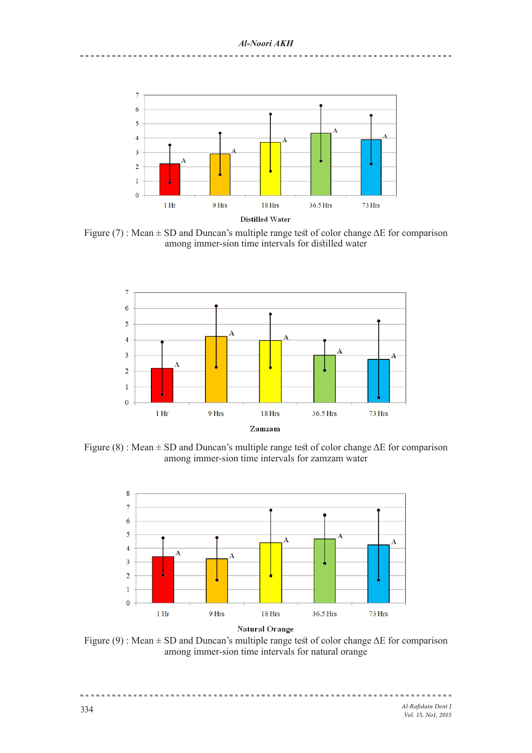Distilled Water

Figure (7) : Mean ± SD and Duncan's multiple range test of color change ΔE for comparison among immer-sion time intervals for distilled water

Zamzam

Figure (8) : Mean ± SD and Duncan's multiple range test of color change ΔE for comparison among immer-sion time intervals for zamzam water

Natural Orange

Figure (9) : Mean ± SD and Duncan's multiple range test of color change ΔE for comparison among immer-sion time intervals for natural orange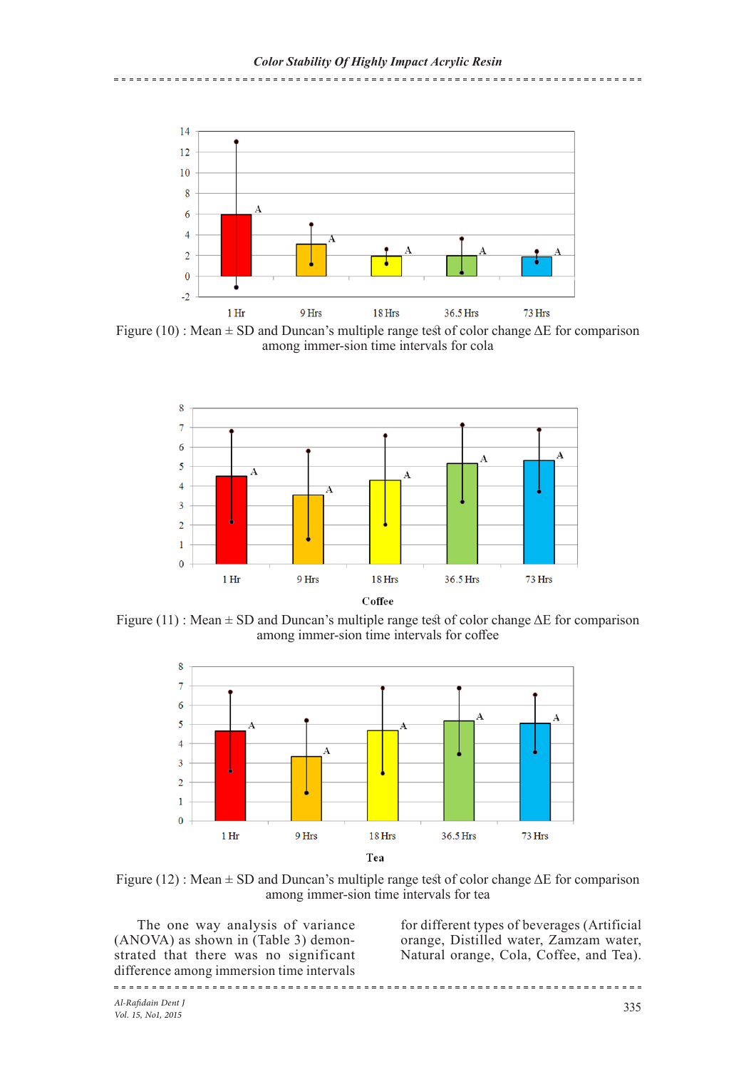Figure (10) : Mean ± SD and Duncan's multiple range test of color change ΔE for comparison among immer-sion time intervals for cola

Figure (11) : Mean ± SD and Duncan's multiple range test of color change ΔE for comparison among immer-sion time intervals for coffee

Figure (12) : Mean ± SD and Duncan's multiple range test of color change ΔE for comparison among immer-sion time intervals for tea

The one way analysis of variance (ANOVA) as shown in (Table 3) demonstrated that there was no significant difference among immersion time intervals for different types of beverages (Artificial orange, Distilled water, Zamzam water, Natural orange, Cola, Coffee, and Tea).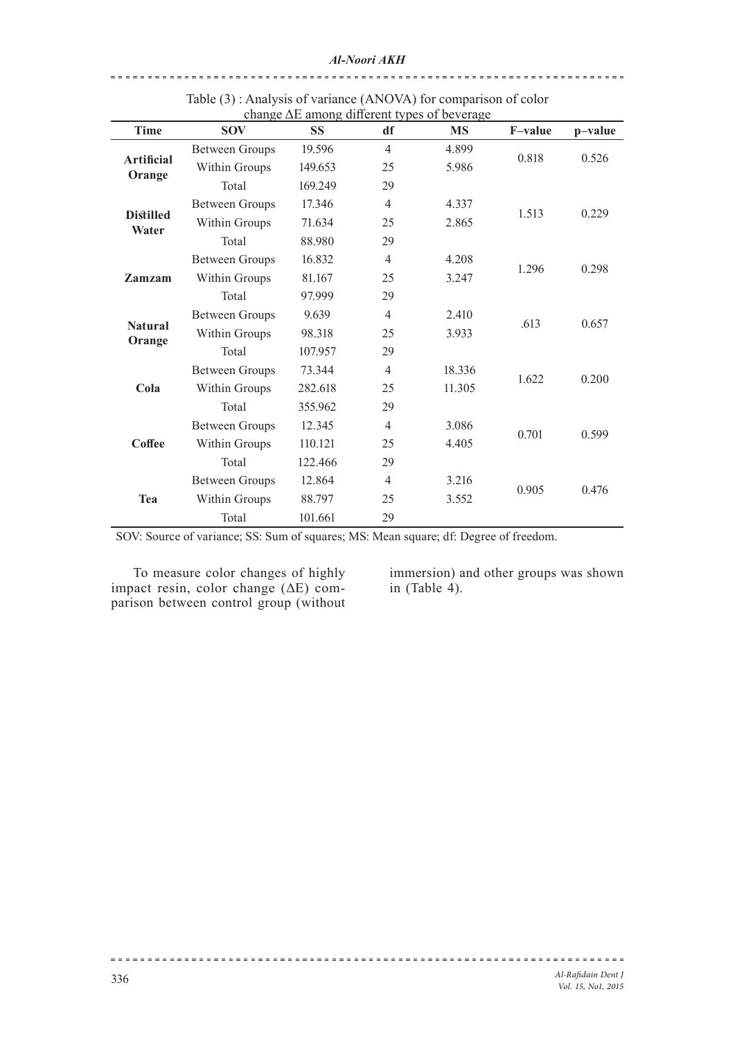Table (3) : Analysis of variance (ANOVA) for comparison of color change ΔE among different types of beverage

| Time | SOV | SS | df | MS | F–value | p–value |
|---|---|---|---|---|---|---|
| **Artificial Orange** | Between Groups | 19.596 | 4 | 4.899 | 0.818 | 0.526 |
| | Within Groups | 149.653 | 25 | 5.986 | | |
| | Total | 169.249 | 29 | | | |
| **Distilled Water** | Between Groups | 17.346 | 4 | 4.337 | 1.513 | 0.229 |
| | Within Groups | 71.634 | 25 | 2.865 | | |
| | Total | 88.980 | 29 | | | |
| **Zamzam** | Between Groups | 16.832 | 4 | 4.208 | 1.296 | 0.298 |
| | Within Groups | 81.167 | 25 | 3.247 | | |
| | Total | 97.999 | 29 | | | |
| **Natural Orange** | Between Groups | 9.639 | 4 | 2.410 | .613 | 0.657 |
| | Within Groups | 98.318 | 25 | 3.933 | | |
| | Total | 107.957 | 29 | | | |
| **Cola** | Between Groups | 73.344 | 4 | 18.336 | 1.622 | 0.200 |
| | Within Groups | 282.618 | 25 | 11.305 | | |
| | Total | 355.962 | 29 | | | |
| **Coffee** | Between Groups | 12.345 | 4 | 3.086 | 0.701 | 0.599 |
| | Within Groups | 110.121 | 25 | 4.405 | | |
| | Total | 122.466 | 29 | | | |
| **Tea** | Between Groups | 12.864 | 4 | 3.216 | 0.905 | 0.476 |
| | Within Groups | 88.797 | 25 | 3.552 | | |
| | Total | 101.661 | 29 | | | |

SOV: Source of variance; SS: Sum of squares; MS: Mean square; df: Degree of freedom.

To measure color changes of highly impact resin, color change (ΔE) comparison between control group (without immersion) and other groups was shown in (Table 4).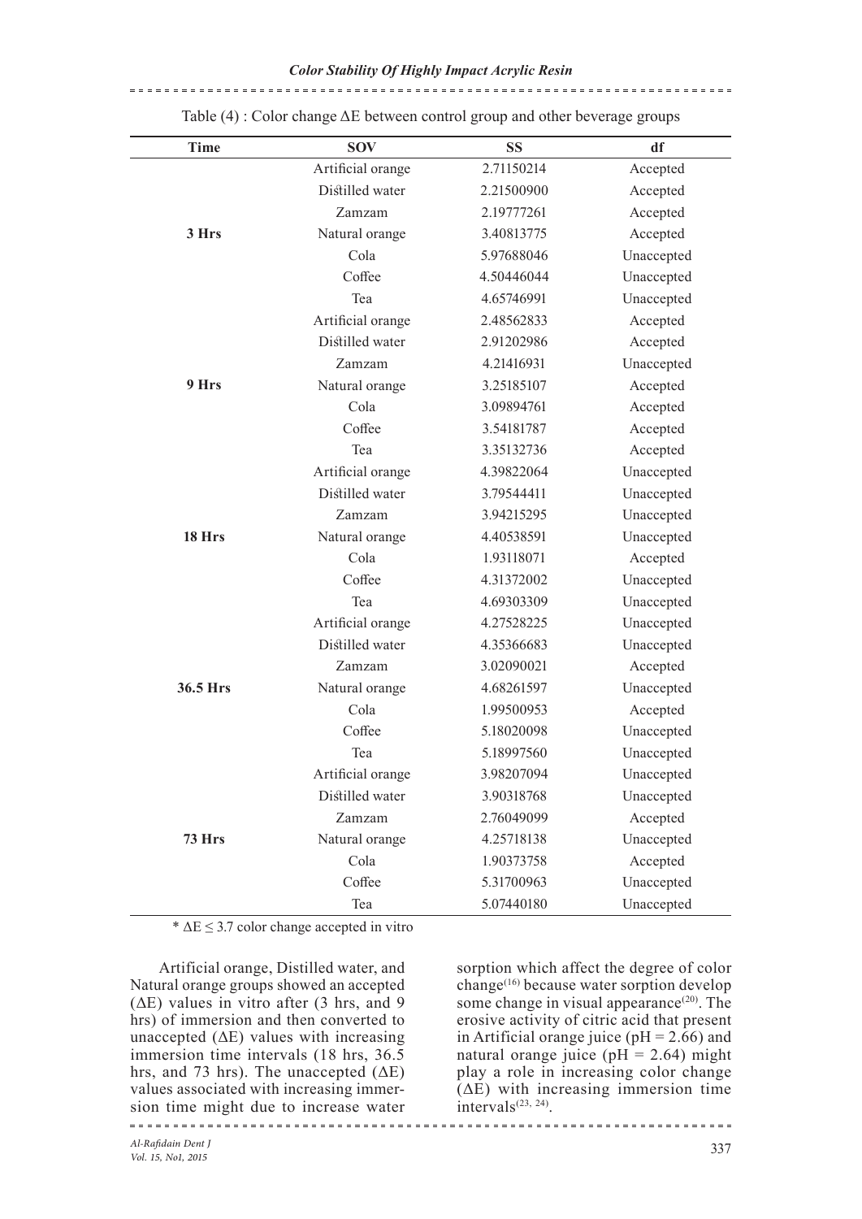Table (4) : Color change ΔE between control group and other beverage groups

| Time | SOV | SS | df |
|---|---|---|---|
| 3 Hrs | Artificial orange | 2.71150214 | Accepted |
| | Distilled water | 2.21500900 | Accepted |
| | Zamzam | 2.19777261 | Accepted |
| | Natural orange | 3.40813775 | Accepted |
| | Cola | 5.97688046 | Unaccepted |
| | Coffee | 4.50446044 | Unaccepted |
| | Tea | 4.65746991 | Unaccepted |
| 9 Hrs | Artificial orange | 2.48562833 | Accepted |
| | Distilled water | 2.91202986 | Accepted |
| | Zamzam | 4.21416931 | Unaccepted |
| | Natural orange | 3.25185107 | Accepted |
| | Cola | 3.09894761 | Accepted |
| | Coffee | 3.54181787 | Accepted |
| | Tea | 3.35132736 | Accepted |
| 18 Hrs | Artificial orange | 4.39822064 | Unaccepted |
| | Distilled water | 3.79544411 | Unaccepted |
| | Zamzam | 3.94215295 | Unaccepted |
| | Natural orange | 4.40538591 | Unaccepted |
| | Cola | 1.93118071 | Accepted |
| | Coffee | 4.31372002 | Unaccepted |
| | Tea | 4.69303309 | Unaccepted |
| 36.5 Hrs | Artificial orange | 4.27528225 | Unaccepted |
| | Distilled water | 4.35366683 | Unaccepted |
| | Zamzam | 3.02090021 | Accepted |
| | Natural orange | 4.68261597 | Unaccepted |
| | Cola | 1.99500953 | Accepted |
| | Coffee | 5.18020098 | Unaccepted |
| | Tea | 5.18997560 | Unaccepted |
| 73 Hrs | Artificial orange | 3.98207094 | Unaccepted |
| | Distilled water | 3.90318768 | Unaccepted |
| | Zamzam | 2.76049099 | Accepted |
| | Natural orange | 4.25718138 | Unaccepted |
| | Cola | 1.90373758 | Accepted |
| | Coffee | 5.31700963 | Unaccepted |
| | Tea | 5.07440180 | Unaccepted |

\* $\Delta E \leq 3.7$ color change accepted in vitro

Artificial orange, Distilled water, and Natural orange groups showed an accepted ($\Delta E$) values in vitro after (3 hrs, and 9 hrs) of immersion and then converted to unaccepted ($\Delta E$) values with increasing immersion time intervals (18 hrs, 36.5 hrs, and 73 hrs). The unaccepted ($\Delta E$) values associated with increasing immersion time might due to increase water sorption which affect the degree of color change[16] because water sorption develop some change in visual appearance[20]. The erosive activity of citric acid that present in Artificial orange juice (pH = 2.66) and natural orange juice (pH = 2.64) might play a role in increasing color change ($\Delta E$) with increasing immersion time intervals[23, 24].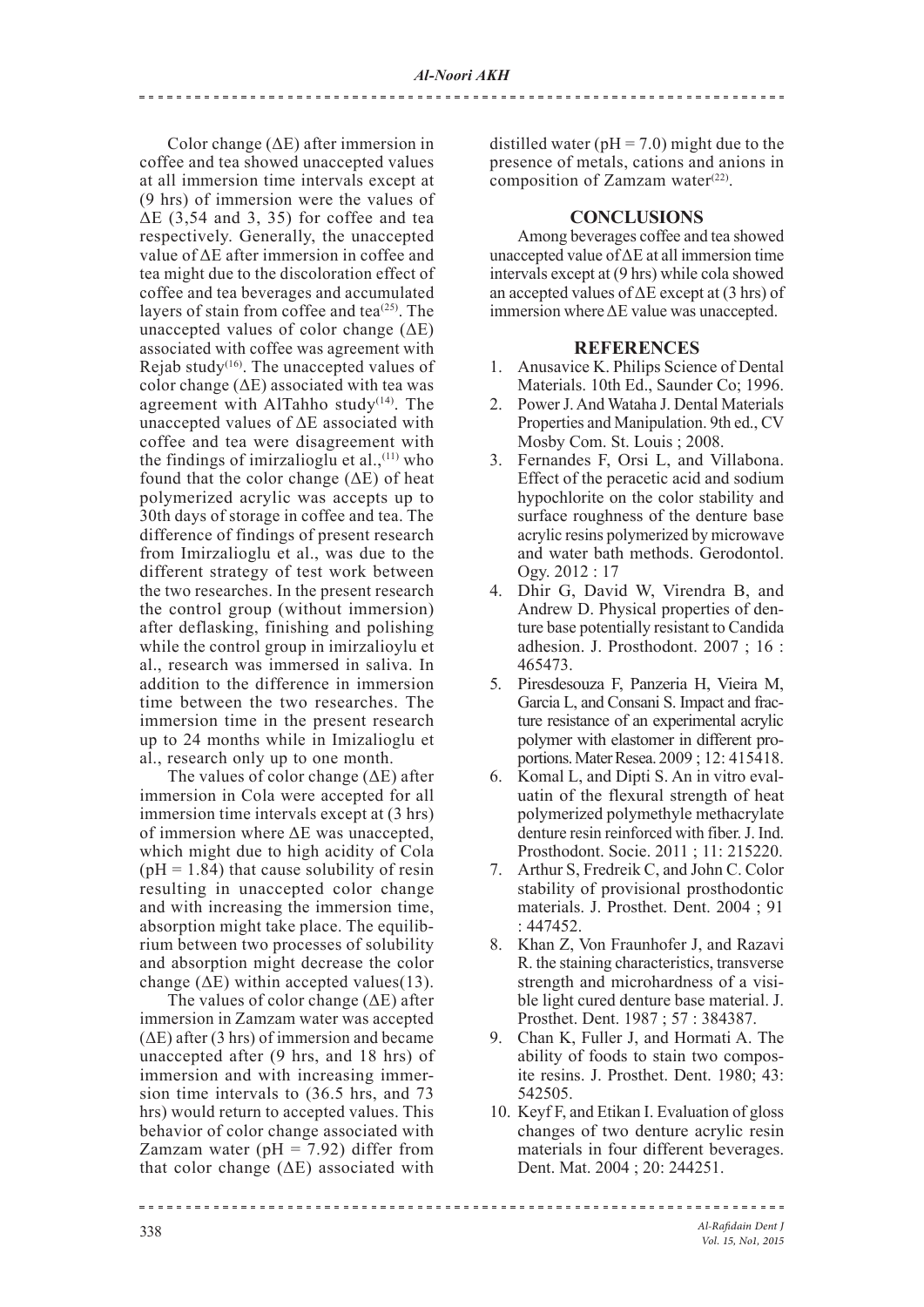Color change (ΔE) after immersion in coffee and tea showed unaccepted values at all immersion time intervals except at (9 hrs) of immersion were the values of ΔE (3,54 and 3, 35) for coffee and tea respectively. Generally, the unaccepted value of ΔE after immersion in coffee and tea might due to the discoloration effect of coffee and tea beverages and accumulated layers of stain from coffee and tea[25]. The unaccepted values of color change (ΔE) associated with coffee was agreement with Rejab study[16]. The unaccepted values of color change (ΔE) associated with tea was agreement with AlTahho study[14]. The unaccepted values of ΔE associated with coffee and tea were disagreement with the findings of imirzalioglu et al.,[11] who found that the color change (ΔE) of heat polymerized acrylic was accepts up to 30th days of storage in coffee and tea. The difference of findings of present research from Imirzalioglu et al., was due to the different strategy of test work between the two researches. In the present research the control group (without immersion) after deflasking, finishing and polishing while the control group in imirzalioylu et al., research was immersed in saliva. In addition to the difference in immersion time between the two researches. The immersion time in the present research up to 24 months while in Imizalioglu et al., research only up to one month.

The values of color change (ΔE) after immersion in Cola were accepted for all immersion time intervals except at (3 hrs) of immersion where ΔE was unaccepted, which might due to high acidity of Cola (pH = 1.84) that cause solubility of resin resulting in unaccepted color change and with increasing the immersion time, absorption might take place. The equilibrium between two processes of solubility and absorption might decrease the color change (ΔE) within accepted values(13).

The values of color change (ΔE) after immersion in Zamzam water was accepted (ΔE) after (3 hrs) of immersion and became unaccepted after (9 hrs, and 18 hrs) of immersion and with increasing immersion time intervals to (36.5 hrs, and 73 hrs) would return to accepted values. This behavior of color change associated with Zamzam water (pH = 7.92) differ from that color change (ΔE) associated with distilled water (pH = 7.0) might due to the presence of metals, cations and anions in composition of Zamzam water[22].

## CONCLUSIONS

Among beverages coffee and tea showed unaccepted value of ΔE at all immersion time intervals except at (9 hrs) while cola showed an accepted values of ΔE except at (3 hrs) of immersion where ΔE value was unaccepted.

## REFERENCES

1. Anusavice K. Philips Science of Dental Materials. 10th Ed., Saunder Co; 1996.
2. Power J. And Wataha J. Dental Materials Properties and Manipulation. 9th ed., CV Mosby Com. St. Louis ; 2008.
3. Fernandes F, Orsi L, and Villabona. Effect of the peracetic acid and sodium hypochlorite on the color stability and surface roughness of the denture base acrylic resins polymerized by microwave and water bath methods. Gerodontol. Ogy. 2012 : 17
4. Dhir G, David W, Virendra B, and Andrew D. Physical properties of denture base potentially resistant to Candida adhesion. J. Prosthodont. 2007 ; 16 : 465473.
5. Piresdesouza F, Panzeria H, Vieira M, Garcia L, and Consani S. Impact and fracture resistance of an experimental acrylic polymer with elastomer in different proportions. Mater Resea. 2009 ; 12: 415418.
6. Komal L, and Dipti S. An in vitro evaluatin of the flexural strength of heat polymerized polymethyle methacrylate denture resin reinforced with fiber. J. Ind. Prosthodont. Socie. 2011 ; 11: 215220.
7. Arthur S, Fredreik C, and John C. Color stability of provisional prosthodontic materials. J. Prosthet. Dent. 2004 ; 91 : 447452.
8. Khan Z, Von Fraunhofer J, and Razavi R. the staining characteristics, transverse strength and microhardness of a visible light cured denture base material. J. Prosthet. Dent. 1987 ; 57 : 384387.
9. Chan K, Fuller J, and Hormati A. The ability of foods to stain two composite resins. J. Prosthet. Dent. 1980; 43: 542505.
10. Keyf F, and Etikan I. Evaluation of gloss changes of two denture acrylic resin materials in four different beverages. Dent. Mat. 2004 ; 20: 244251.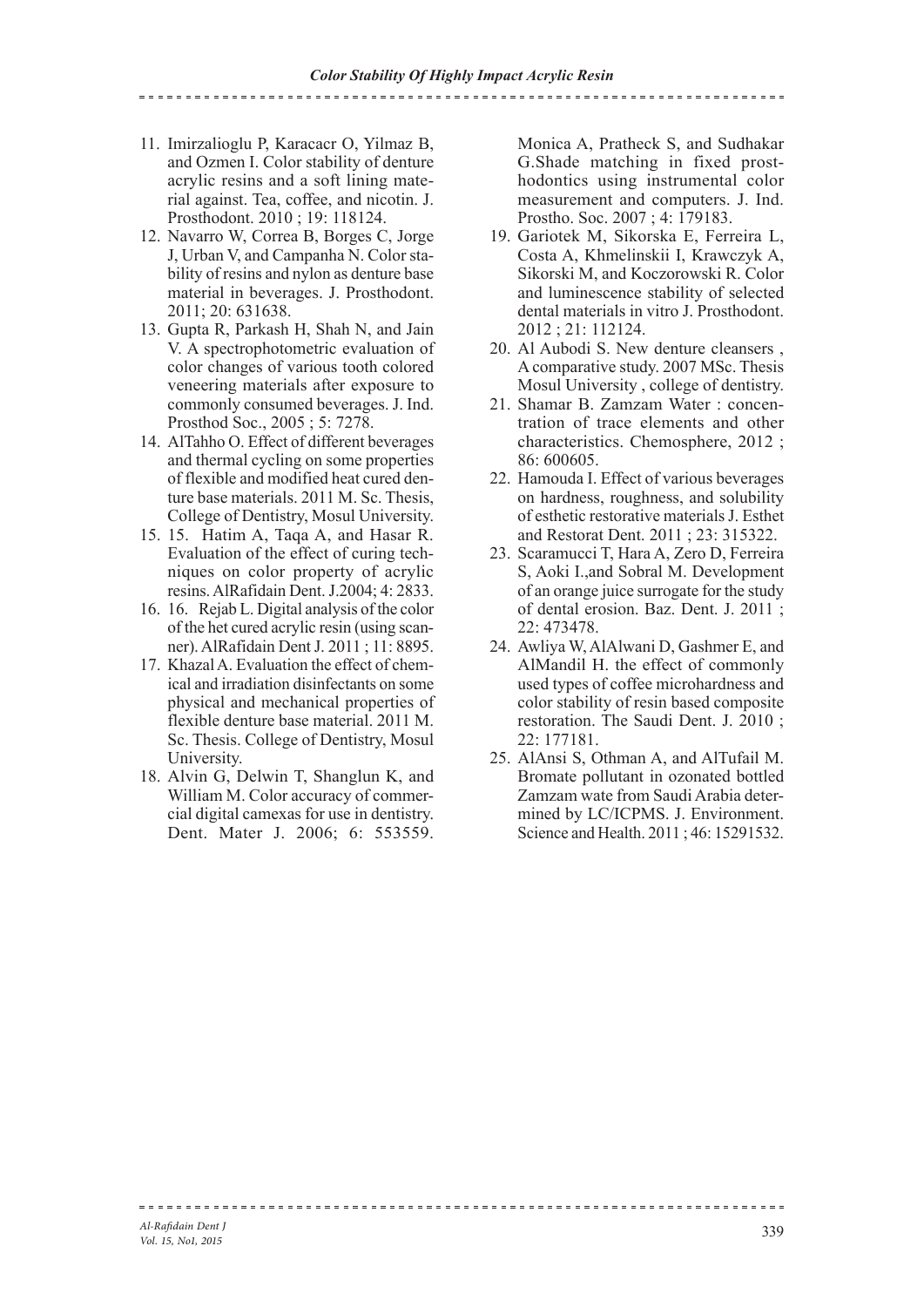11. Imirzalioglu P, Karacacr O, Yilmaz B, and Ozmen I. Color stability of denture acrylic resins and a soft lining material against. Tea, coffee, and nicotin. J. Prosthodont. 2010 ; 19: 118124.
12. Navarro W, Correa B, Borges C, Jorge J, Urban V, and Campanha N. Color stability of resins and nylon as denture base material in beverages. J. Prosthodont. 2011; 20: 631638.
13. Gupta R, Parkash H, Shah N, and Jain V. A spectrophotometric evaluation of color changes of various tooth colored veneering materials after exposure to commonly consumed beverages. J. Ind. Prosthod Soc., 2005 ; 5: 7278.
14. AlTahho O. Effect of different beverages and thermal cycling on some properties of flexible and modified heat cured denture base materials. 2011 M. Sc. Thesis, College of Dentistry, Mosul University.
15. 15. Hatim A, Taqa A, and Hasar R. Evaluation of the effect of curing techniques on color property of acrylic resins. AlRafidain Dent. J.2004; 4: 2833.
16. 16. Rejab L. Digital analysis of the color of the het cured acrylic resin (using scanner). AlRafidain Dent J. 2011 ; 11: 8895.
17. Khazal A. Evaluation the effect of chemical and irradiation disinfectants on some physical and mechanical properties of flexible denture base material. 2011 M. Sc. Thesis. College of Dentistry, Mosul University.
18. Alvin G, Delwin T, Shanglun K, and William M. Color accuracy of commercial digital camexas for use in dentistry. Dent. Mater J. 2006; 6: 553559. Monica A, Pratheck S, and Sudhakar G.Shade matching in fixed prosthodontics using instrumental color measurement and computers. J. Ind. Prostho. Soc. 2007 ; 4: 179183.
19. Gariotek M, Sikorska E, Ferreira L, Costa A, Khmelinskii I, Krawczyk A, Sikorski M, and Koczorowski R. Color and luminescence stability of selected dental materials in vitro J. Prosthodont. 2012 ; 21: 112124.
20. Al Aubodi S. New denture cleansers , A comparative study. 2007 MSc. Thesis Mosul University , college of dentistry.
21. Shamar B. Zamzam Water : concentration of trace elements and other characteristics. Chemosphere, 2012 ; 86: 600605.
22. Hamouda I. Effect of various beverages on hardness, roughness, and solubility of esthetic restorative materials J. Esthet and Restorat Dent. 2011 ; 23: 315322.
23. Scaramucci T, Hara A, Zero D, Ferreira S, Aoki I.,and Sobral M. Development of an orange juice surrogate for the study of dental erosion. Baz. Dent. J. 2011 ; 22: 473478.
24. Awliya W, AlAlwani D, Gashmer E, and AlMandil H. the effect of commonly used types of coffee microhardness and color stability of resin based composite restoration. The Saudi Dent. J. 2010 ; 22: 177181.
25. AlAnsi S, Othman A, and AlTufail M. Bromate pollutant in ozonated bottled Zamzam wate from Saudi Arabia determined by LC/ICPMS. J. Environment. Science and Health. 2011 ; 46: 15291532.